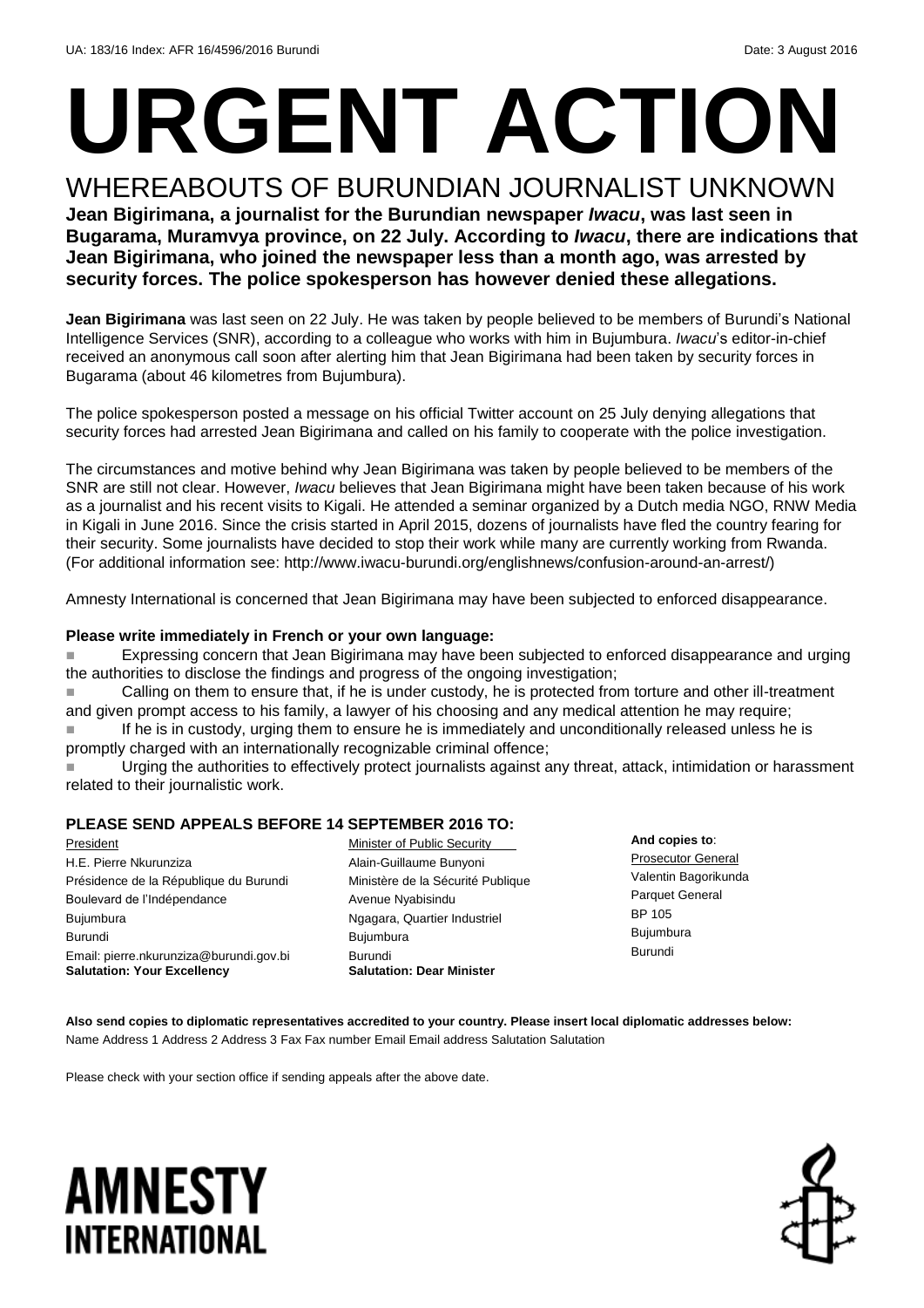UA: 183/16 Index: AFR 16/4596/2016 Burundi Date: 3 August 2016

# URGENT ACTION

## WHEREABOUTS OF BURUNDIAN JOURNALIST UNKNOWN

**Jean Bigirimana, a journalist for the Burundian newspaper *Iwacu*, was last seen in Bugarama, Muramvya province, on 22 July. According to *Iwacu*, there are indications that Jean Bigirimana, who joined the newspaper less than a month ago, was arrested by security forces. The police spokesperson has however denied these allegations.**

**Jean Bigirimana** was last seen on 22 July. He was taken by people believed to be members of Burundi's National Intelligence Services (SNR), according to a colleague who works with him in Bujumbura. *Iwacu*'s editor-in-chief received an anonymous call soon after alerting him that Jean Bigirimana had been taken by security forces in Bugarama (about 46 kilometres from Bujumbura).

The police spokesperson posted a message on his official Twitter account on 25 July denying allegations that security forces had arrested Jean Bigirimana and called on his family to cooperate with the police investigation.

The circumstances and motive behind why Jean Bigirimana was taken by people believed to be members of the SNR are still not clear. However, *Iwacu* believes that Jean Bigirimana might have been taken because of his work as a journalist and his recent visits to Kigali. He attended a seminar organized by a Dutch media NGO, RNW Media in Kigali in June 2016. Since the crisis started in April 2015, dozens of journalists have fled the country fearing for their security. Some journalists have decided to stop their work while many are currently working from Rwanda. (For additional information see: http://www.iwacu-burundi.org/englishnews/confusion-around-an-arrest/)

Amnesty International is concerned that Jean Bigirimana may have been subjected to enforced disappearance.

**Please write immediately in French or your own language:**

- Expressing concern that Jean Bigirimana may have been subjected to enforced disappearance and urging the authorities to disclose the findings and progress of the ongoing investigation;
- Calling on them to ensure that, if he is under custody, he is protected from torture and other ill-treatment and given prompt access to his family, a lawyer of his choosing and any medical attention he may require;
- If he is in custody, urging them to ensure he is immediately and unconditionally released unless he is promptly charged with an internationally recognizable criminal offence;
- Urging the authorities to effectively protect journalists against any threat, attack, intimidation or harassment related to their journalistic work.

**PLEASE SEND APPEALS BEFORE 14 SEPTEMBER 2016 TO:**

President
H.E. Pierre Nkurunziza
Présidence de la République du Burundi
Boulevard de l'Indépendance
Bujumbura
Burundi
Email: pierre.nkurunziza@burundi.gov.bi
**Salutation: Your Excellency**

Minister of Public Security
Alain-Guillaume Bunyoni
Ministère de la Sécurité Publique
Avenue Nyabisindu
Ngagara, Quartier Industriel
Bujumbura
Burundi
**Salutation: Dear Minister**

**And copies to**:
Prosecutor General
Valentin Bagorikunda
Parquet General
BP 105
Bujumbura
Burundi

**Also send copies to diplomatic representatives accredited to your country. Please insert local diplomatic addresses below:**
Name Address 1 Address 2 Address 3 Fax Fax number Email Email address Salutation Salutation

Please check with your section office if sending appeals after the above date.

AMNESTY INTERNATIONAL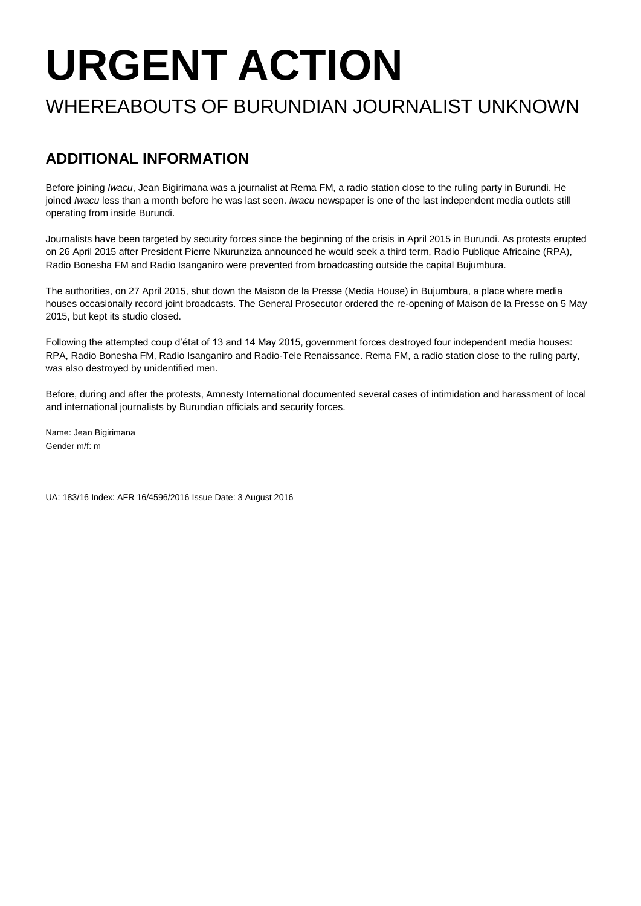# URGENT ACTION

WHEREABOUTS OF BURUNDIAN JOURNALIST UNKNOWN

## ADDITIONAL INFORMATION

Before joining *Iwacu*, Jean Bigirimana was a journalist at Rema FM, a radio station close to the ruling party in Burundi. He joined *Iwacu* less than a month before he was last seen. *Iwacu* newspaper is one of the last independent media outlets still operating from inside Burundi.

Journalists have been targeted by security forces since the beginning of the crisis in April 2015 in Burundi. As protests erupted on 26 April 2015 after President Pierre Nkurunziza announced he would seek a third term, Radio Publique Africaine (RPA), Radio Bonesha FM and Radio Isanganiro were prevented from broadcasting outside the capital Bujumbura.

The authorities, on 27 April 2015, shut down the Maison de la Presse (Media House) in Bujumbura, a place where media houses occasionally record joint broadcasts. The General Prosecutor ordered the re-opening of Maison de la Presse on 5 May 2015, but kept its studio closed.

Following the attempted coup d'état of 13 and 14 May 2015, government forces destroyed four independent media houses: RPA, Radio Bonesha FM, Radio Isanganiro and Radio-Tele Renaissance. Rema FM, a radio station close to the ruling party, was also destroyed by unidentified men.

Before, during and after the protests, Amnesty International documented several cases of intimidation and harassment of local and international journalists by Burundian officials and security forces.

Name: Jean Bigirimana
Gender m/f: m

UA: 183/16 Index: AFR 16/4596/2016 Issue Date: 3 August 2016